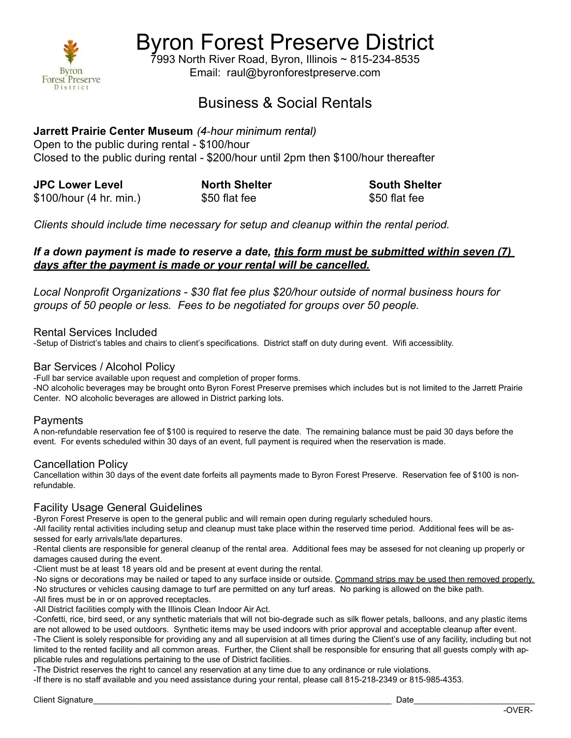# Byron Forest Preserve District

7993 North River Road, Byron, Illinois ~ 815-234-8535
Email: raul@byronforestpreserve.com

## Business & Social Rentals

**Jarrett Prairie Center Museum** *(4-hour minimum rental)*
Open to the public during rental - $100/hour
Closed to the public during rental - $200/hour until 2pm then $100/hour thereafter

**JPC Lower Level**
$100/hour (4 hr. min.)

**North Shelter**
$50 flat fee

**South Shelter**
$50 flat fee

*Clients should include time necessary for setup and cleanup within the rental period.*

***If a down payment is made to reserve a date, <u>this form must be submitted within seven (7) days after the payment is made or your rental will be cancelled.</u>***

*Local Nonprofit Organizations - $30 flat fee plus $20/hour outside of normal business hours for groups of 50 people or less. Fees to be negotiated for groups over 50 people.*

### Rental Services Included

-Setup of District's tables and chairs to client's specifications. District staff on duty during event. Wifi accessiblity.

### Bar Services / Alcohol Policy

-Full bar service available upon request and completion of proper forms.
-NO alcoholic beverages may be brought onto Byron Forest Preserve premises which includes but is not limited to the Jarrett Prairie Center. NO alcoholic beverages are allowed in District parking lots.

### Payments

A non-refundable reservation fee of $100 is required to reserve the date. The remaining balance must be paid 30 days before the event. For events scheduled within 30 days of an event, full payment is required when the reservation is made.

### Cancellation Policy

Cancellation within 30 days of the event date forfeits all payments made to Byron Forest Preserve. Reservation fee of $100 is non-refundable.

### Facility Usage General Guidelines

-Byron Forest Preserve is open to the general public and will remain open during regularly scheduled hours.
-All facility rental activities including setup and cleanup must take place within the reserved time period. Additional fees will be assessed for early arrivals/late departures.
-Rental clients are responsible for general cleanup of the rental area. Additional fees may be assesed for not cleaning up properly or damages caused during the event.
-Client must be at least 18 years old and be present at event during the rental.
-No signs or decorations may be nailed or taped to any surface inside or outside. <u>Command strips may be used then removed properly.</u>
-No structures or vehicles causing damage to turf are permitted on any turf areas. No parking is allowed on the bike path.
-All fires must be in or on approved receptacles.
-All District facilities comply with the Illinois Clean Indoor Air Act.
-Confetti, rice, bird seed, or any synthetic materials that will not bio-degrade such as silk flower petals, balloons, and any plastic items are not allowed to be used outdoors. Synthetic items may be used indoors with prior approval and acceptable cleanup after event.
-The Client is solely responsible for providing any and all supervision at all times during the Client's use of any facility, including but not limited to the rented facility and all common areas. Further, the Client shall be responsible for ensuring that all guests comply with applicable rules and regulations pertaining to the use of District facilities.
-The District reserves the right to cancel any reservation at any time due to any ordinance or rule violations.
-If there is no staff available and you need assistance during your rental, please call 815-218-2349 or 815-985-4353.

Client Signature_______________________________________________ Date____________________

-OVER-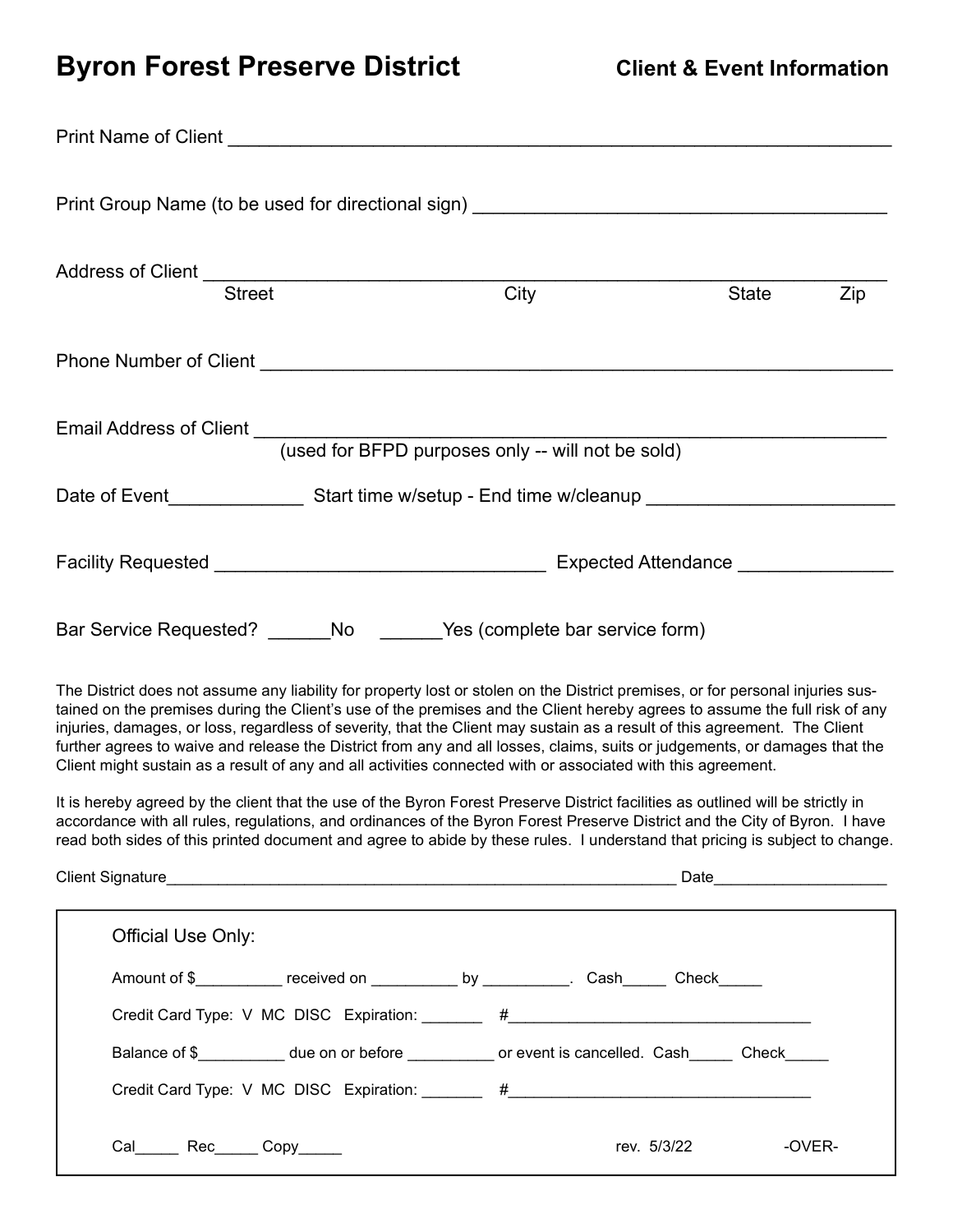# Byron Forest Preserve District

**Client & Event Information**

Print Name of Client ______________________________________________________________

Print Group Name (to be used for directional sign) ________________________________________

Address of Client ______________________________________________________________
Street                                    City                                    State          Zip

Phone Number of Client ___________________________________________________________

Email Address of Client ____________________________________________________________
(used for BFPD purposes only -- will not be sold)

Date of Event_____________ Start time w/setup - End time w/cleanup ________________________

Facility Requested ________________________________ Expected Attendance _______________

Bar Service Requested? ______No ______Yes (complete bar service form)

The District does not assume any liability for property lost or stolen on the District premises, or for personal injuries sustained on the premises during the Client's use of the premises and the Client hereby agrees to assume the full risk of any injuries, damages, or loss, regardless of severity, that the Client may sustain as a result of this agreement. The Client further agrees to waive and release the District from any and all losses, claims, suits or judgements, or damages that the Client might sustain as a result of any and all activities connected with or associated with this agreement.

It is hereby agreed by the client that the use of the Byron Forest Preserve District facilities as outlined will be strictly in accordance with all rules, regulations, and ordinances of the Byron Forest Preserve District and the City of Byron. I have read both sides of this printed document and agree to abide by these rules. I understand that pricing is subject to change.

Client Signature_____________________________________________________________ Date____________________

Official Use Only:

Amount of $__________ received on __________ by __________. Cash_____ Check_____

Credit Card Type: V MC DISC Expiration: _______ #___________________________________

Balance of $__________ due on or before __________ or event is cancelled. Cash_____ Check_____

Credit Card Type: V MC DISC Expiration: _______ #___________________________________

Cal_____ Rec_____ Copy_____

rev. 5/3/22

-OVER-